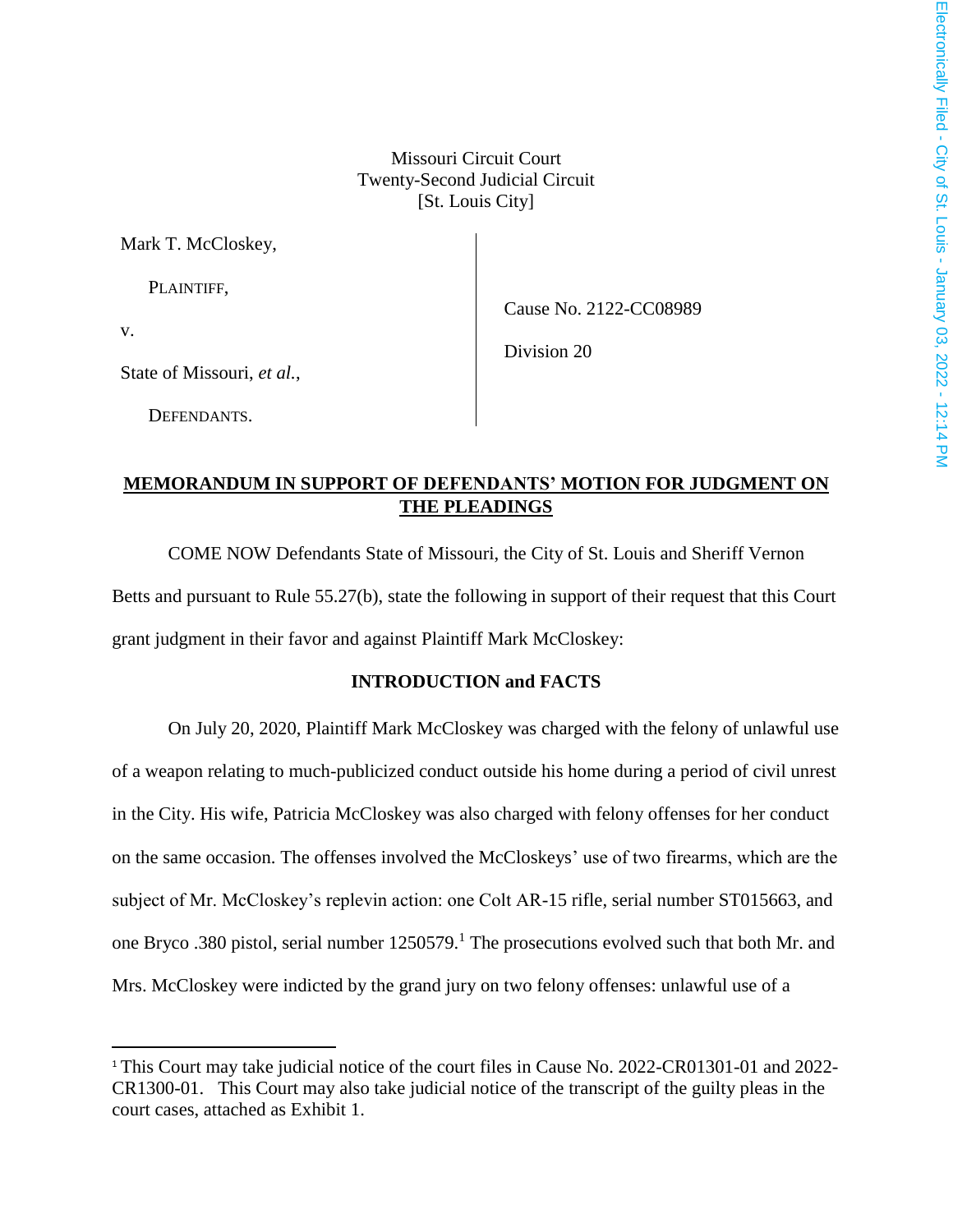Missouri Circuit Court
Twenty-Second Judicial Circuit
[St. Louis City]

| | |
|---|---|
| Mark T. McCloskey,<br><br>PLAINTIFF,<br><br>v.<br><br>State of Missouri, *et al.*,<br><br>DEFENDANTS. | Cause No. 2122-CC08989<br><br>Division 20 |

**MEMORANDUM IN SUPPORT OF DEFENDANTS' MOTION FOR JUDGMENT ON THE PLEADINGS**

COME NOW Defendants State of Missouri, the City of St. Louis and Sheriff Vernon Betts and pursuant to Rule 55.27(b), state the following in support of their request that this Court grant judgment in their favor and against Plaintiff Mark McCloskey:

**INTRODUCTION and FACTS**

On July 20, 2020, Plaintiff Mark McCloskey was charged with the felony of unlawful use of a weapon relating to much-publicized conduct outside his home during a period of civil unrest in the City. His wife, Patricia McCloskey was also charged with felony offenses for her conduct on the same occasion. The offenses involved the McCloskeys' use of two firearms, which are the subject of Mr. McCloskey's replevin action: one Colt AR-15 rifle, serial number ST015663, and one Bryco .380 pistol, serial number 1250579.[1] The prosecutions evolved such that both Mr. and Mrs. McCloskey were indicted by the grand jury on two felony offenses: unlawful use of a

[1] This Court may take judicial notice of the court files in Cause No. 2022-CR01301-01 and 2022-CR1300-01. This Court may also take judicial notice of the transcript of the guilty pleas in the court cases, attached as Exhibit 1.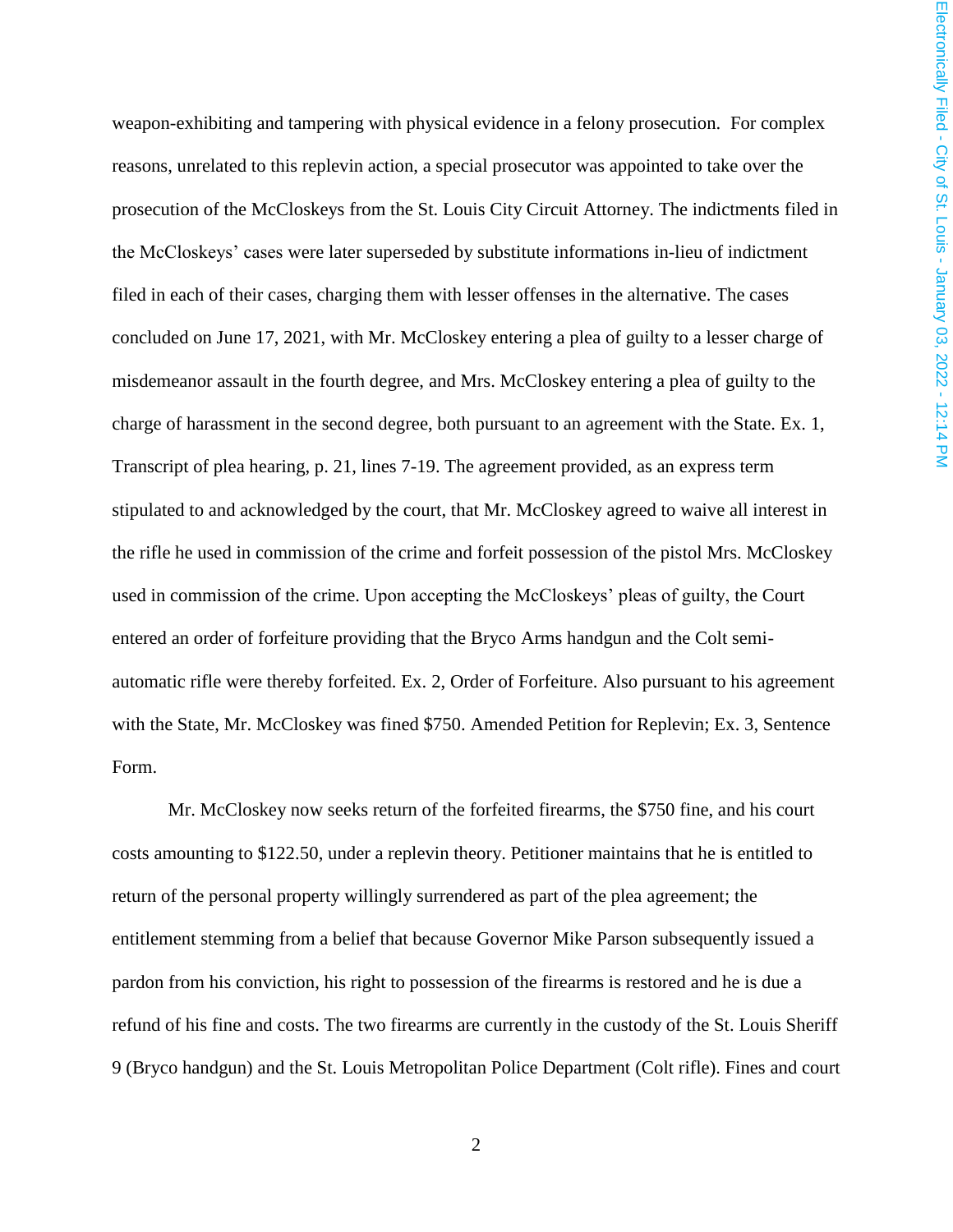weapon-exhibiting and tampering with physical evidence in a felony prosecution. For complex reasons, unrelated to this replevin action, a special prosecutor was appointed to take over the prosecution of the McCloskeys from the St. Louis City Circuit Attorney. The indictments filed in the McCloskeys' cases were later superseded by substitute informations in-lieu of indictment filed in each of their cases, charging them with lesser offenses in the alternative. The cases concluded on June 17, 2021, with Mr. McCloskey entering a plea of guilty to a lesser charge of misdemeanor assault in the fourth degree, and Mrs. McCloskey entering a plea of guilty to the charge of harassment in the second degree, both pursuant to an agreement with the State. Ex. 1, Transcript of plea hearing, p. 21, lines 7-19. The agreement provided, as an express term stipulated to and acknowledged by the court, that Mr. McCloskey agreed to waive all interest in the rifle he used in commission of the crime and forfeit possession of the pistol Mrs. McCloskey used in commission of the crime. Upon accepting the McCloskeys' pleas of guilty, the Court entered an order of forfeiture providing that the Bryco Arms handgun and the Colt semi-automatic rifle were thereby forfeited. Ex. 2, Order of Forfeiture. Also pursuant to his agreement with the State, Mr. McCloskey was fined $750. Amended Petition for Replevin; Ex. 3, Sentence Form.

Mr. McCloskey now seeks return of the forfeited firearms, the $750 fine, and his court costs amounting to $122.50, under a replevin theory. Petitioner maintains that he is entitled to return of the personal property willingly surrendered as part of the plea agreement; the entitlement stemming from a belief that because Governor Mike Parson subsequently issued a pardon from his conviction, his right to possession of the firearms is restored and he is due a refund of his fine and costs. The two firearms are currently in the custody of the St. Louis Sheriff 9 (Bryco handgun) and the St. Louis Metropolitan Police Department (Colt rifle). Fines and court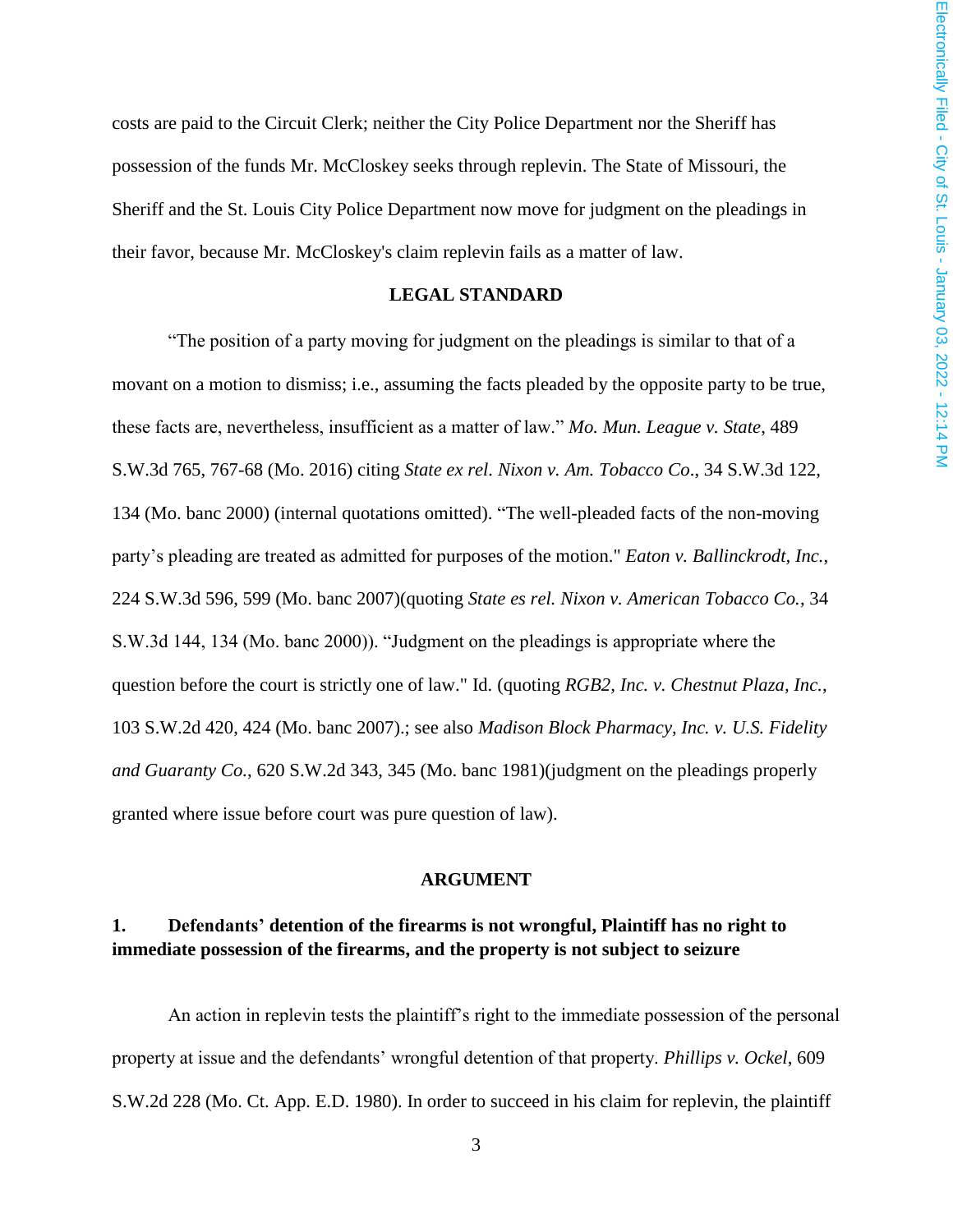costs are paid to the Circuit Clerk; neither the City Police Department nor the Sheriff has possession of the funds Mr. McCloskey seeks through replevin. The State of Missouri, the Sheriff and the St. Louis City Police Department now move for judgment on the pleadings in their favor, because Mr. McCloskey's claim replevin fails as a matter of law.

## LEGAL STANDARD

"The position of a party moving for judgment on the pleadings is similar to that of a movant on a motion to dismiss; i.e., assuming the facts pleaded by the opposite party to be true, these facts are, nevertheless, insufficient as a matter of law." *Mo. Mun. League v. State*, 489 S.W.3d 765, 767-68 (Mo. 2016) citing *State ex rel. Nixon v. Am. Tobacco Co*., 34 S.W.3d 122, 134 (Mo. banc 2000) (internal quotations omitted). "The well-pleaded facts of the non-moving party's pleading are treated as admitted for purposes of the motion." *Eaton v. Ballinckrodt, Inc.*, 224 S.W.3d 596, 599 (Mo. banc 2007)(quoting *State es rel. Nixon v. American Tobacco Co.*, 34 S.W.3d 144, 134 (Mo. banc 2000)). "Judgment on the pleadings is appropriate where the question before the court is strictly one of law." Id. (quoting *RGB2, Inc. v. Chestnut Plaza, Inc.*, 103 S.W.2d 420, 424 (Mo. banc 2007).; see also *Madison Block Pharmacy, Inc. v. U.S. Fidelity and Guaranty Co.*, 620 S.W.2d 343, 345 (Mo. banc 1981)(judgment on the pleadings properly granted where issue before court was pure question of law).

## ARGUMENT

### 1. Defendants' detention of the firearms is not wrongful, Plaintiff has no right to immediate possession of the firearms, and the property is not subject to seizure

An action in replevin tests the plaintiff's right to the immediate possession of the personal property at issue and the defendants' wrongful detention of that property. *Phillips v. Ockel*, 609 S.W.2d 228 (Mo. Ct. App. E.D. 1980). In order to succeed in his claim for replevin, the plaintiff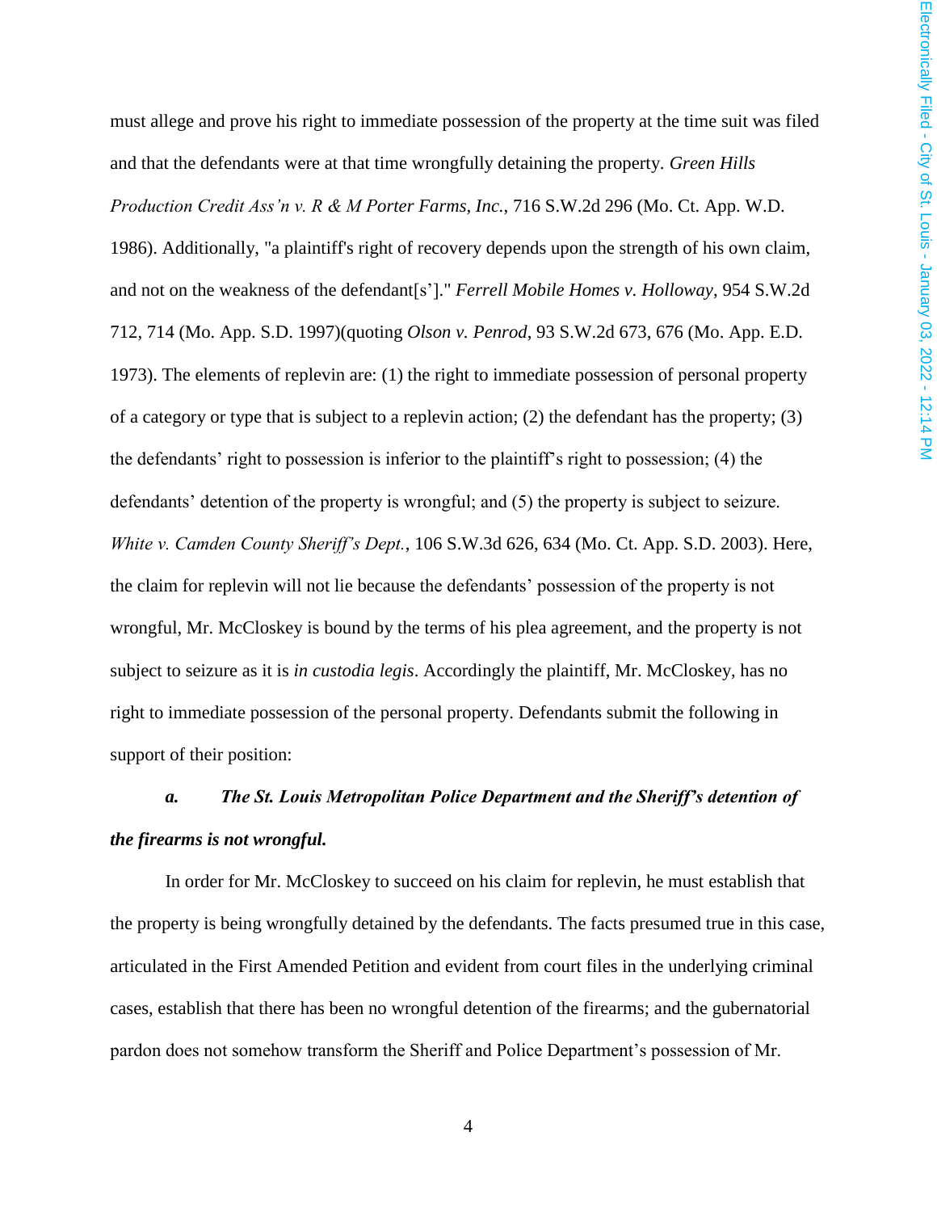must allege and prove his right to immediate possession of the property at the time suit was filed and that the defendants were at that time wrongfully detaining the property. *Green Hills Production Credit Ass'n v. R & M Porter Farms, Inc.*, 716 S.W.2d 296 (Mo. Ct. App. W.D. 1986). Additionally, "a plaintiff's right of recovery depends upon the strength of his own claim, and not on the weakness of the defendant[s']." *Ferrell Mobile Homes v. Holloway*, 954 S.W.2d 712, 714 (Mo. App. S.D. 1997)(quoting *Olson v. Penrod*, 93 S.W.2d 673, 676 (Mo. App. E.D. 1973). The elements of replevin are: (1) the right to immediate possession of personal property of a category or type that is subject to a replevin action; (2) the defendant has the property; (3) the defendants' right to possession is inferior to the plaintiff's right to possession; (4) the defendants' detention of the property is wrongful; and (5) the property is subject to seizure. *White v. Camden County Sheriff's Dept.*, 106 S.W.3d 626, 634 (Mo. Ct. App. S.D. 2003). Here, the claim for replevin will not lie because the defendants' possession of the property is not wrongful, Mr. McCloskey is bound by the terms of his plea agreement, and the property is not subject to seizure as it is *in custodia legis*. Accordingly the plaintiff, Mr. McCloskey, has no right to immediate possession of the personal property. Defendants submit the following in support of their position:

***a. The St. Louis Metropolitan Police Department and the Sheriff's detention of the firearms is not wrongful.***

In order for Mr. McCloskey to succeed on his claim for replevin, he must establish that the property is being wrongfully detained by the defendants. The facts presumed true in this case, articulated in the First Amended Petition and evident from court files in the underlying criminal cases, establish that there has been no wrongful detention of the firearms; and the gubernatorial pardon does not somehow transform the Sheriff and Police Department's possession of Mr.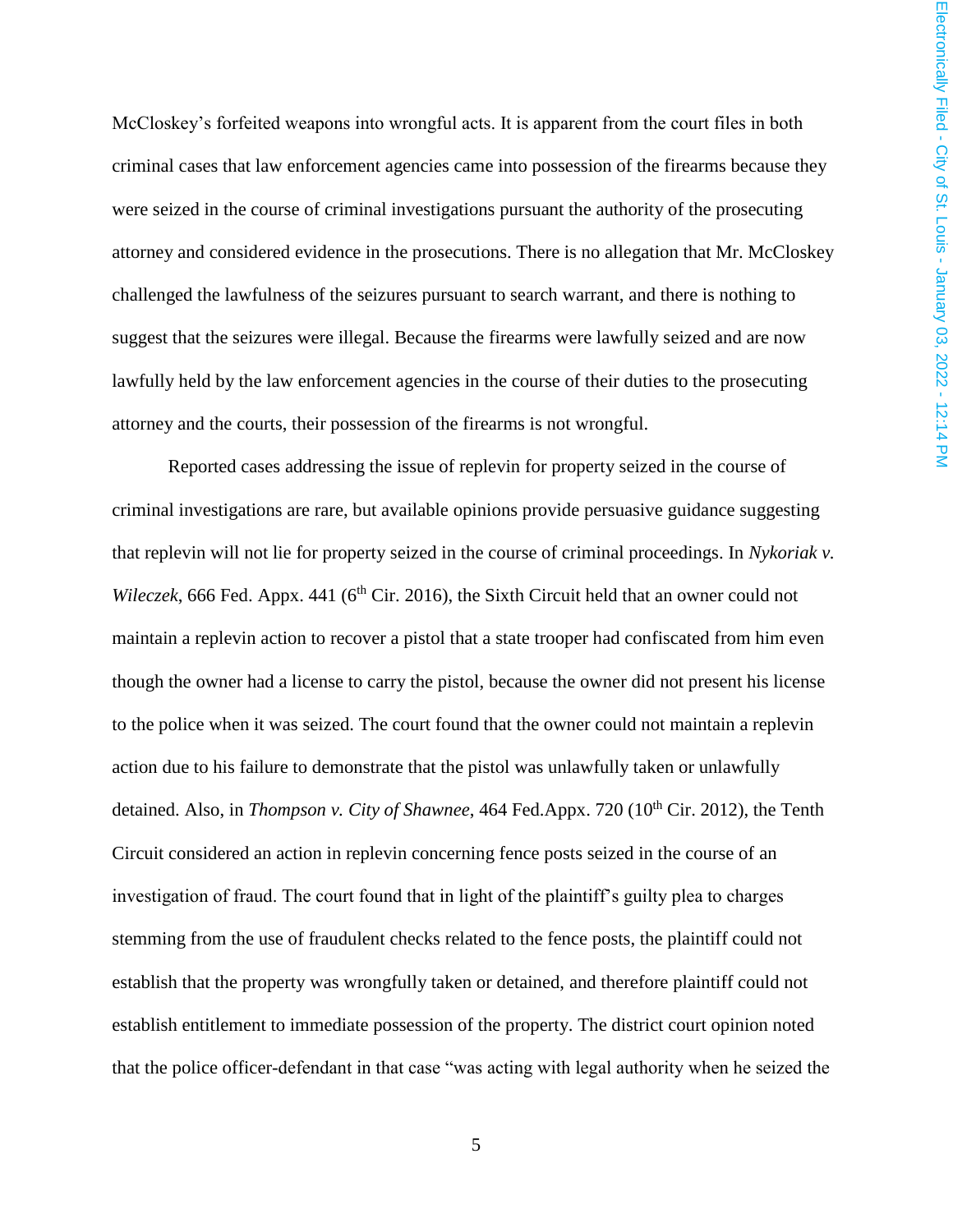McCloskey's forfeited weapons into wrongful acts. It is apparent from the court files in both criminal cases that law enforcement agencies came into possession of the firearms because they were seized in the course of criminal investigations pursuant the authority of the prosecuting attorney and considered evidence in the prosecutions. There is no allegation that Mr. McCloskey challenged the lawfulness of the seizures pursuant to search warrant, and there is nothing to suggest that the seizures were illegal. Because the firearms were lawfully seized and are now lawfully held by the law enforcement agencies in the course of their duties to the prosecuting attorney and the courts, their possession of the firearms is not wrongful.

Reported cases addressing the issue of replevin for property seized in the course of criminal investigations are rare, but available opinions provide persuasive guidance suggesting that replevin will not lie for property seized in the course of criminal proceedings. In *Nykoriak v. Wileczek*, 666 Fed. Appx. 441 (6th Cir. 2016), the Sixth Circuit held that an owner could not maintain a replevin action to recover a pistol that a state trooper had confiscated from him even though the owner had a license to carry the pistol, because the owner did not present his license to the police when it was seized. The court found that the owner could not maintain a replevin action due to his failure to demonstrate that the pistol was unlawfully taken or unlawfully detained. Also, in *Thompson v. City of Shawnee*, 464 Fed.Appx. 720 (10th Cir. 2012), the Tenth Circuit considered an action in replevin concerning fence posts seized in the course of an investigation of fraud. The court found that in light of the plaintiff's guilty plea to charges stemming from the use of fraudulent checks related to the fence posts, the plaintiff could not establish that the property was wrongfully taken or detained, and therefore plaintiff could not establish entitlement to immediate possession of the property. The district court opinion noted that the police officer-defendant in that case "was acting with legal authority when he seized the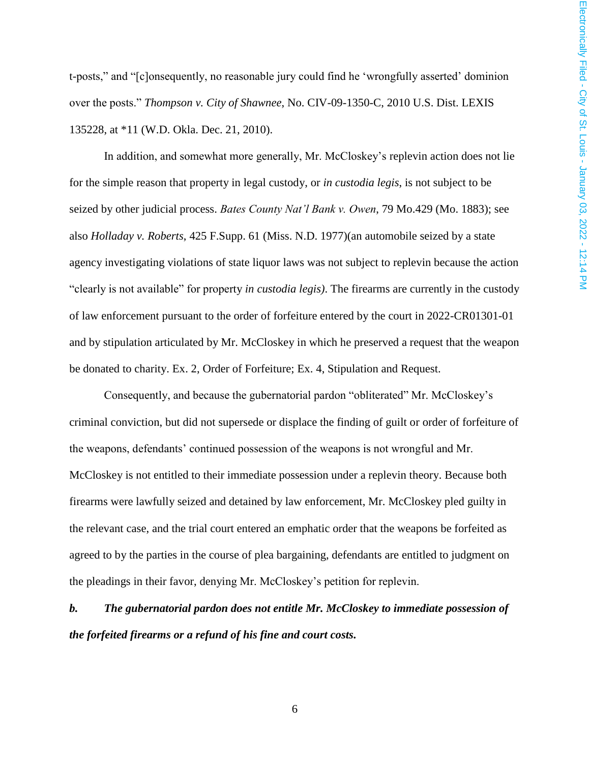t-posts," and "[c]onsequently, no reasonable jury could find he 'wrongfully asserted' dominion over the posts." *Thompson v. City of Shawnee*, No. CIV-09-1350-C, 2010 U.S. Dist. LEXIS 135228, at *11 (W.D. Okla. Dec. 21, 2010).

In addition, and somewhat more generally, Mr. McCloskey's replevin action does not lie for the simple reason that property in legal custody, or *in custodia legis*, is not subject to be seized by other judicial process. *Bates County Nat'l Bank v. Owen*, 79 Mo.429 (Mo. 1883); see also *Holladay v. Roberts*, 425 F.Supp. 61 (Miss. N.D. 1977)(an automobile seized by a state agency investigating violations of state liquor laws was not subject to replevin because the action "clearly is not available" for property *in custodia legis)*. The firearms are currently in the custody of law enforcement pursuant to the order of forfeiture entered by the court in 2022-CR01301-01 and by stipulation articulated by Mr. McCloskey in which he preserved a request that the weapon be donated to charity. Ex. 2, Order of Forfeiture; Ex. 4, Stipulation and Request.

Consequently, and because the gubernatorial pardon "obliterated" Mr. McCloskey's criminal conviction, but did not supersede or displace the finding of guilt or order of forfeiture of the weapons, defendants' continued possession of the weapons is not wrongful and Mr. McCloskey is not entitled to their immediate possession under a replevin theory. Because both firearms were lawfully seized and detained by law enforcement, Mr. McCloskey pled guilty in the relevant case, and the trial court entered an emphatic order that the weapons be forfeited as agreed to by the parties in the course of plea bargaining, defendants are entitled to judgment on the pleadings in their favor, denying Mr. McCloskey's petition for replevin.

***b. The gubernatorial pardon does not entitle Mr. McCloskey to immediate possession of the forfeited firearms or a refund of his fine and court costs.***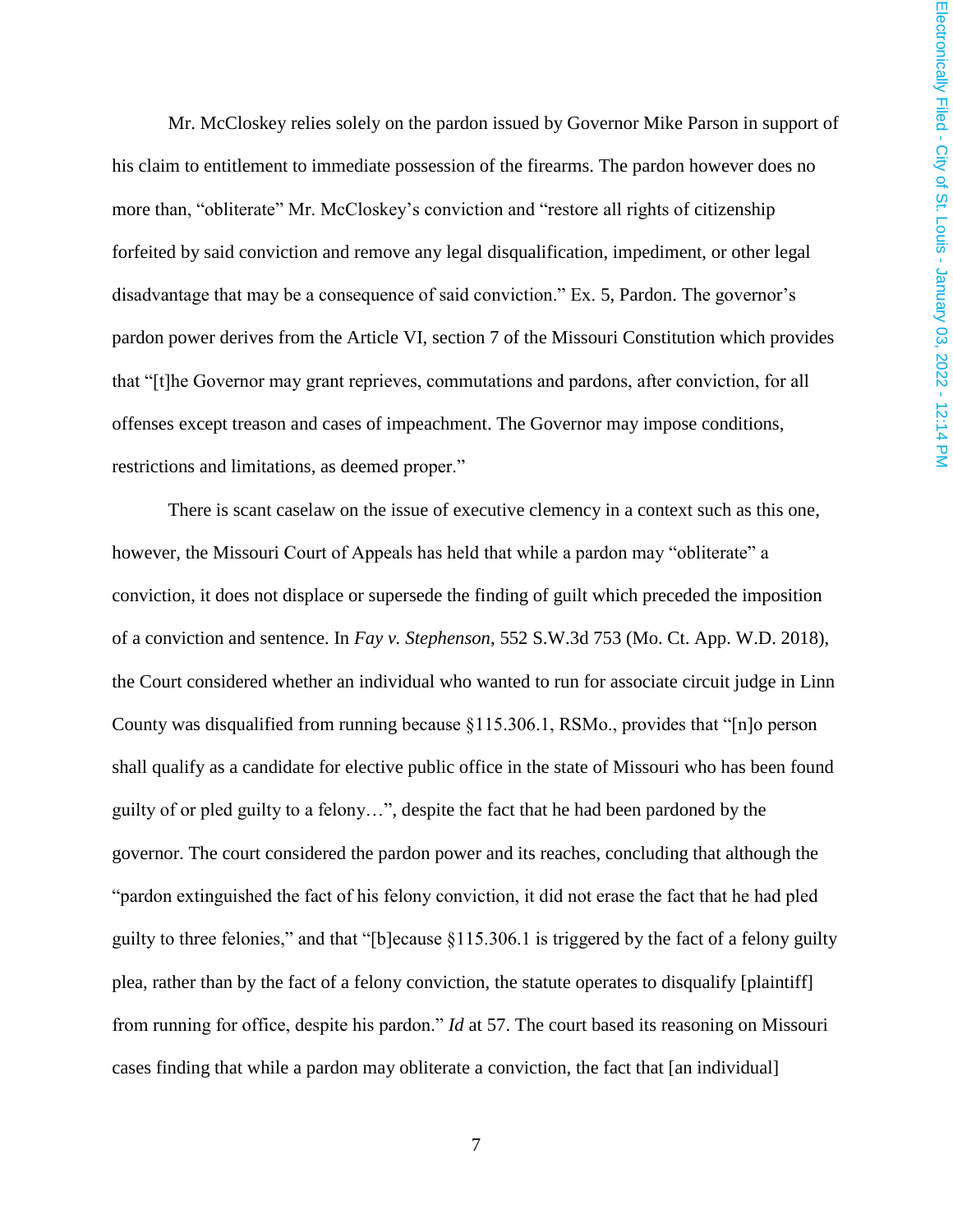Mr. McCloskey relies solely on the pardon issued by Governor Mike Parson in support of his claim to entitlement to immediate possession of the firearms. The pardon however does no more than, "obliterate" Mr. McCloskey's conviction and "restore all rights of citizenship forfeited by said conviction and remove any legal disqualification, impediment, or other legal disadvantage that may be a consequence of said conviction." Ex. 5, Pardon. The governor's pardon power derives from the Article VI, section 7 of the Missouri Constitution which provides that "[t]he Governor may grant reprieves, commutations and pardons, after conviction, for all offenses except treason and cases of impeachment. The Governor may impose conditions, restrictions and limitations, as deemed proper."

There is scant caselaw on the issue of executive clemency in a context such as this one, however, the Missouri Court of Appeals has held that while a pardon may "obliterate" a conviction, it does not displace or supersede the finding of guilt which preceded the imposition of a conviction and sentence. In *Fay v. Stephenson*, 552 S.W.3d 753 (Mo. Ct. App. W.D. 2018), the Court considered whether an individual who wanted to run for associate circuit judge in Linn County was disqualified from running because §115.306.1, RSMo., provides that "[n]o person shall qualify as a candidate for elective public office in the state of Missouri who has been found guilty of or pled guilty to a felony…", despite the fact that he had been pardoned by the governor. The court considered the pardon power and its reaches, concluding that although the "pardon extinguished the fact of his felony conviction, it did not erase the fact that he had pled guilty to three felonies," and that "[b]ecause §115.306.1 is triggered by the fact of a felony guilty plea, rather than by the fact of a felony conviction, the statute operates to disqualify [plaintiff] from running for office, despite his pardon." *Id* at 57. The court based its reasoning on Missouri cases finding that while a pardon may obliterate a conviction, the fact that [an individual]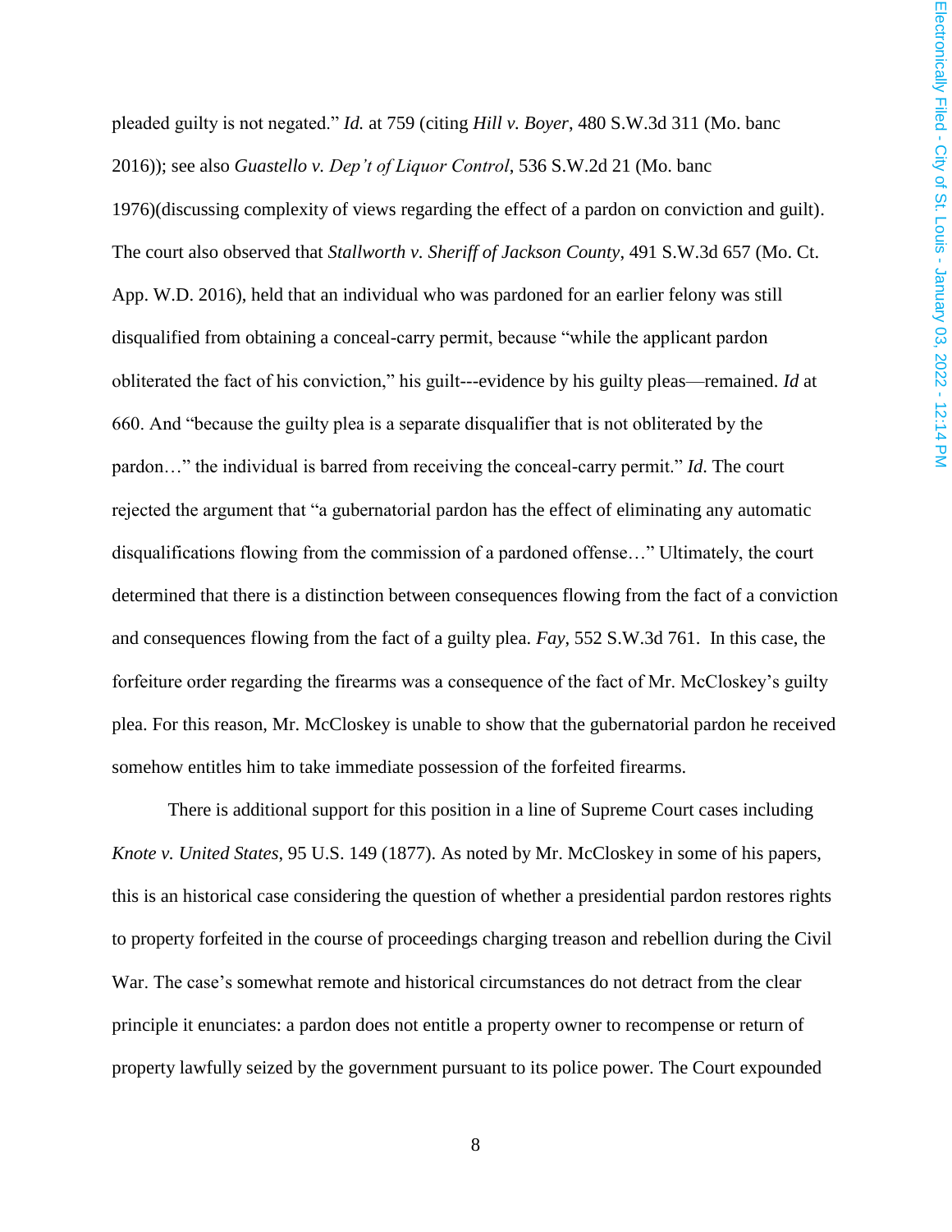pleaded guilty is not negated." *Id.* at 759 (citing *Hill v. Boyer*, 480 S.W.3d 311 (Mo. banc 2016)); see also *Guastello v. Dep't of Liquor Control*, 536 S.W.2d 21 (Mo. banc 1976)(discussing complexity of views regarding the effect of a pardon on conviction and guilt). The court also observed that *Stallworth v. Sheriff of Jackson County*, 491 S.W.3d 657 (Mo. Ct. App. W.D. 2016), held that an individual who was pardoned for an earlier felony was still disqualified from obtaining a conceal-carry permit, because "while the applicant pardon obliterated the fact of his conviction," his guilt---evidence by his guilty pleas—remained. *Id* at 660. And "because the guilty plea is a separate disqualifier that is not obliterated by the pardon…" the individual is barred from receiving the conceal-carry permit." *Id.* The court rejected the argument that "a gubernatorial pardon has the effect of eliminating any automatic disqualifications flowing from the commission of a pardoned offense…" Ultimately, the court determined that there is a distinction between consequences flowing from the fact of a conviction and consequences flowing from the fact of a guilty plea. *Fay*, 552 S.W.3d 761. In this case, the forfeiture order regarding the firearms was a consequence of the fact of Mr. McCloskey's guilty plea. For this reason, Mr. McCloskey is unable to show that the gubernatorial pardon he received somehow entitles him to take immediate possession of the forfeited firearms.

There is additional support for this position in a line of Supreme Court cases including *Knote v. United States*, 95 U.S. 149 (1877). As noted by Mr. McCloskey in some of his papers, this is an historical case considering the question of whether a presidential pardon restores rights to property forfeited in the course of proceedings charging treason and rebellion during the Civil War. The case's somewhat remote and historical circumstances do not detract from the clear principle it enunciates: a pardon does not entitle a property owner to recompense or return of property lawfully seized by the government pursuant to its police power. The Court expounded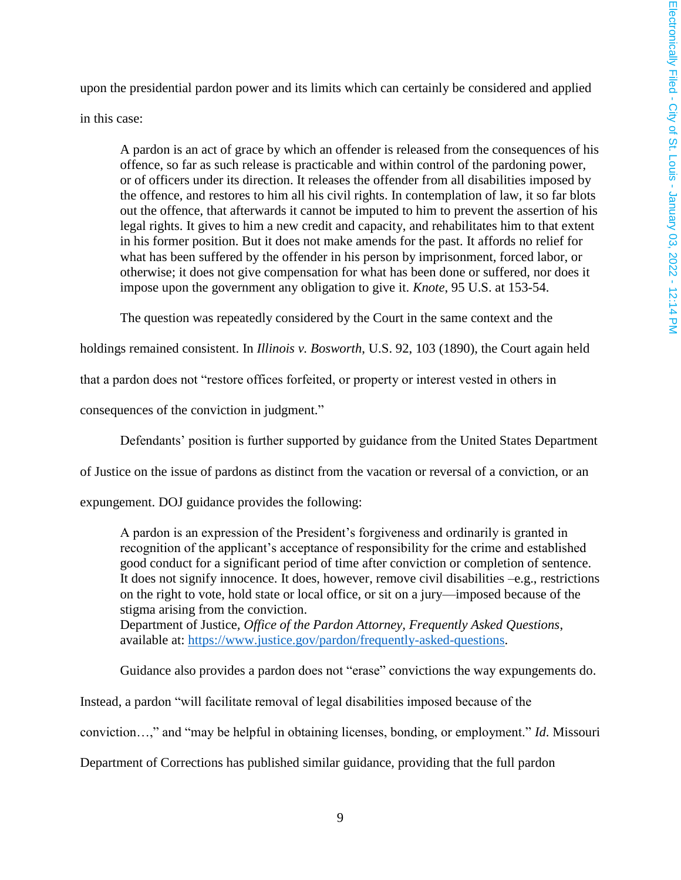upon the presidential pardon power and its limits which can certainly be considered and applied in this case:

> A pardon is an act of grace by which an offender is released from the consequences of his offence, so far as such release is practicable and within control of the pardoning power, or of officers under its direction. It releases the offender from all disabilities imposed by the offence, and restores to him all his civil rights. In contemplation of law, it so far blots out the offence, that afterwards it cannot be imputed to him to prevent the assertion of his legal rights. It gives to him a new credit and capacity, and rehabilitates him to that extent in his former position. But it does not make amends for the past. It affords no relief for what has been suffered by the offender in his person by imprisonment, forced labor, or otherwise; it does not give compensation for what has been done or suffered, nor does it impose upon the government any obligation to give it. *Knote*, 95 U.S. at 153-54.

The question was repeatedly considered by the Court in the same context and the holdings remained consistent. In *Illinois v. Bosworth*, U.S. 92, 103 (1890), the Court again held that a pardon does not "restore offices forfeited, or property or interest vested in others in consequences of the conviction in judgment."

Defendants' position is further supported by guidance from the United States Department of Justice on the issue of pardons as distinct from the vacation or reversal of a conviction, or an expungement. DOJ guidance provides the following:

> A pardon is an expression of the President's forgiveness and ordinarily is granted in recognition of the applicant's acceptance of responsibility for the crime and established good conduct for a significant period of time after conviction or completion of sentence. It does not signify innocence. It does, however, remove civil disabilities –e.g., restrictions on the right to vote, hold state or local office, or sit on a jury—imposed because of the stigma arising from the conviction.
> Department of Justice, *Office of the Pardon Attorney, Frequently Asked Questions*, available at: https://www.justice.gov/pardon/frequently-asked-questions.

Guidance also provides a pardon does not "erase" convictions the way expungements do. Instead, a pardon "will facilitate removal of legal disabilities imposed because of the conviction…," and "may be helpful in obtaining licenses, bonding, or employment." *Id*. Missouri Department of Corrections has published similar guidance, providing that the full pardon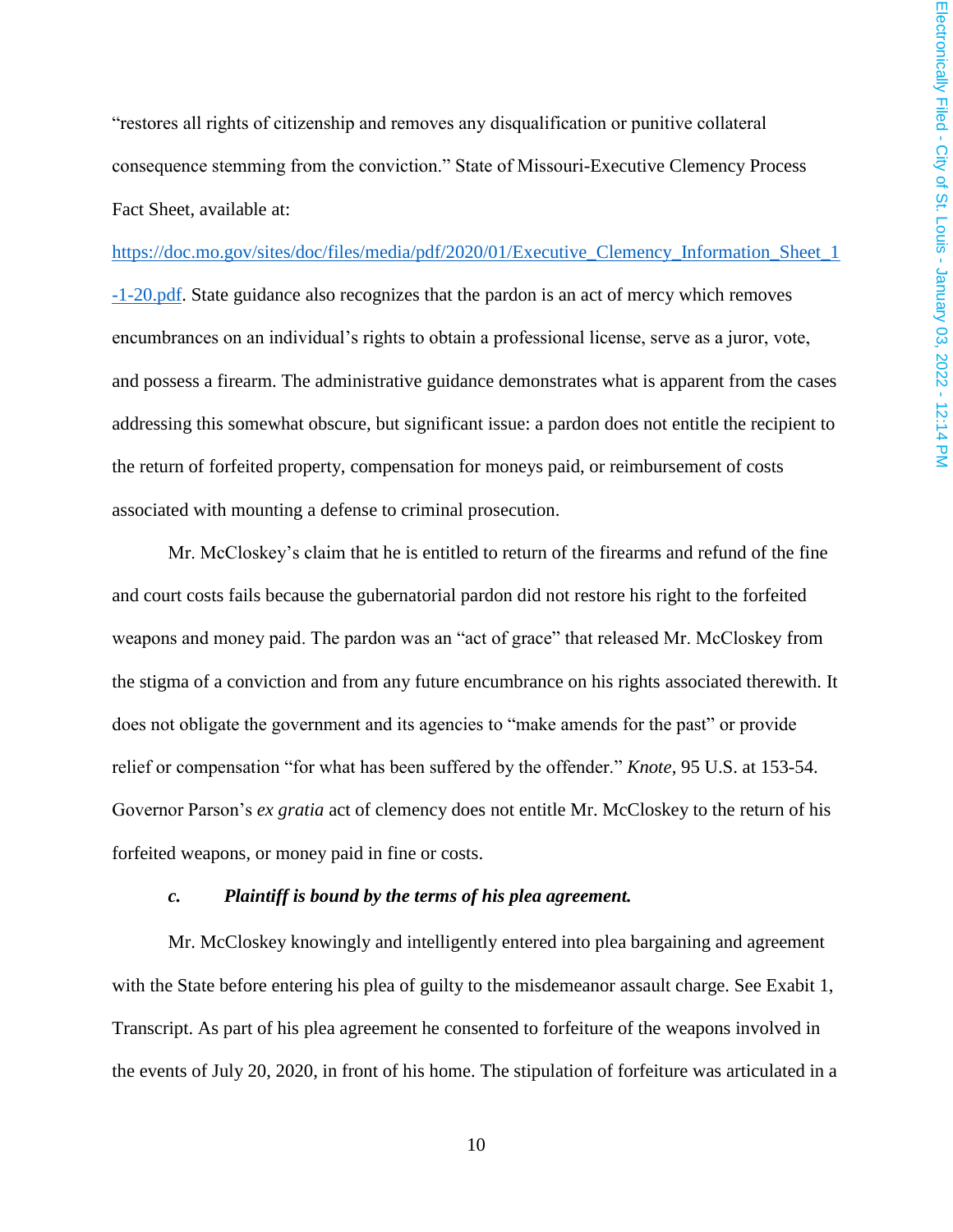"restores all rights of citizenship and removes any disqualification or punitive collateral consequence stemming from the conviction." State of Missouri-Executive Clemency Process Fact Sheet, available at: https://doc.mo.gov/sites/doc/files/media/pdf/2020/01/Executive_Clemency_Information_Sheet_1-1-20.pdf. State guidance also recognizes that the pardon is an act of mercy which removes encumbrances on an individual's rights to obtain a professional license, serve as a juror, vote, and possess a firearm. The administrative guidance demonstrates what is apparent from the cases addressing this somewhat obscure, but significant issue: a pardon does not entitle the recipient to the return of forfeited property, compensation for moneys paid, or reimbursement of costs associated with mounting a defense to criminal prosecution.

Mr. McCloskey's claim that he is entitled to return of the firearms and refund of the fine and court costs fails because the gubernatorial pardon did not restore his right to the forfeited weapons and money paid. The pardon was an "act of grace" that released Mr. McCloskey from the stigma of a conviction and from any future encumbrance on his rights associated therewith. It does not obligate the government and its agencies to "make amends for the past" or provide relief or compensation "for what has been suffered by the offender." *Knote*, 95 U.S. at 153-54. Governor Parson's *ex gratia* act of clemency does not entitle Mr. McCloskey to the return of his forfeited weapons, or money paid in fine or costs.

***c. Plaintiff is bound by the terms of his plea agreement.***

Mr. McCloskey knowingly and intelligently entered into plea bargaining and agreement with the State before entering his plea of guilty to the misdemeanor assault charge. See Exabit 1, Transcript. As part of his plea agreement he consented to forfeiture of the weapons involved in the events of July 20, 2020, in front of his home. The stipulation of forfeiture was articulated in a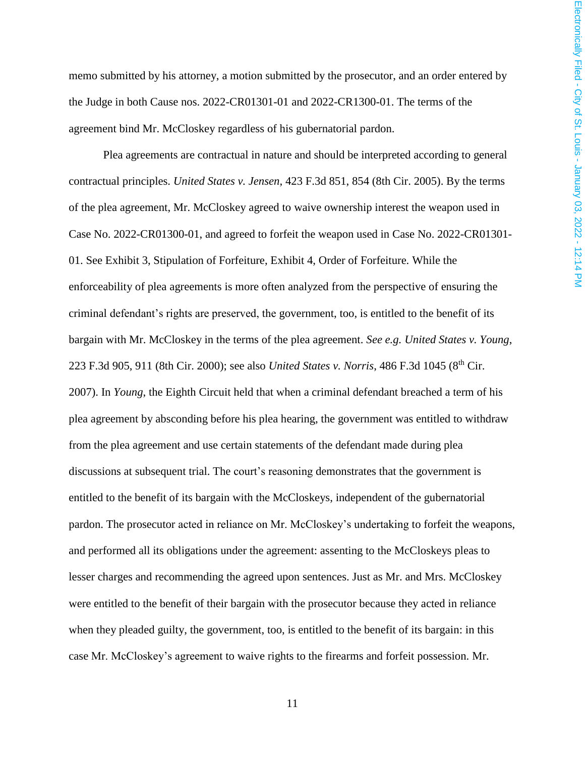memo submitted by his attorney, a motion submitted by the prosecutor, and an order entered by the Judge in both Cause nos. 2022-CR01301-01 and 2022-CR1300-01. The terms of the agreement bind Mr. McCloskey regardless of his gubernatorial pardon.

Plea agreements are contractual in nature and should be interpreted according to general contractual principles. *United States v. Jensen*, 423 F.3d 851, 854 (8th Cir. 2005). By the terms of the plea agreement, Mr. McCloskey agreed to waive ownership interest the weapon used in Case No. 2022-CR01300-01, and agreed to forfeit the weapon used in Case No. 2022-CR01301-01. See Exhibit 3, Stipulation of Forfeiture, Exhibit 4, Order of Forfeiture. While the enforceability of plea agreements is more often analyzed from the perspective of ensuring the criminal defendant's rights are preserved, the government, too, is entitled to the benefit of its bargain with Mr. McCloskey in the terms of the plea agreement. *See e.g. United States v. Young*, 223 F.3d 905, 911 (8th Cir. 2000); see also *United States v. Norris*, 486 F.3d 1045 (8th Cir. 2007). In *Young*, the Eighth Circuit held that when a criminal defendant breached a term of his plea agreement by absconding before his plea hearing, the government was entitled to withdraw from the plea agreement and use certain statements of the defendant made during plea discussions at subsequent trial. The court's reasoning demonstrates that the government is entitled to the benefit of its bargain with the McCloskeys, independent of the gubernatorial pardon. The prosecutor acted in reliance on Mr. McCloskey's undertaking to forfeit the weapons, and performed all its obligations under the agreement: assenting to the McCloskeys pleas to lesser charges and recommending the agreed upon sentences. Just as Mr. and Mrs. McCloskey were entitled to the benefit of their bargain with the prosecutor because they acted in reliance when they pleaded guilty, the government, too, is entitled to the benefit of its bargain: in this case Mr. McCloskey's agreement to waive rights to the firearms and forfeit possession. Mr.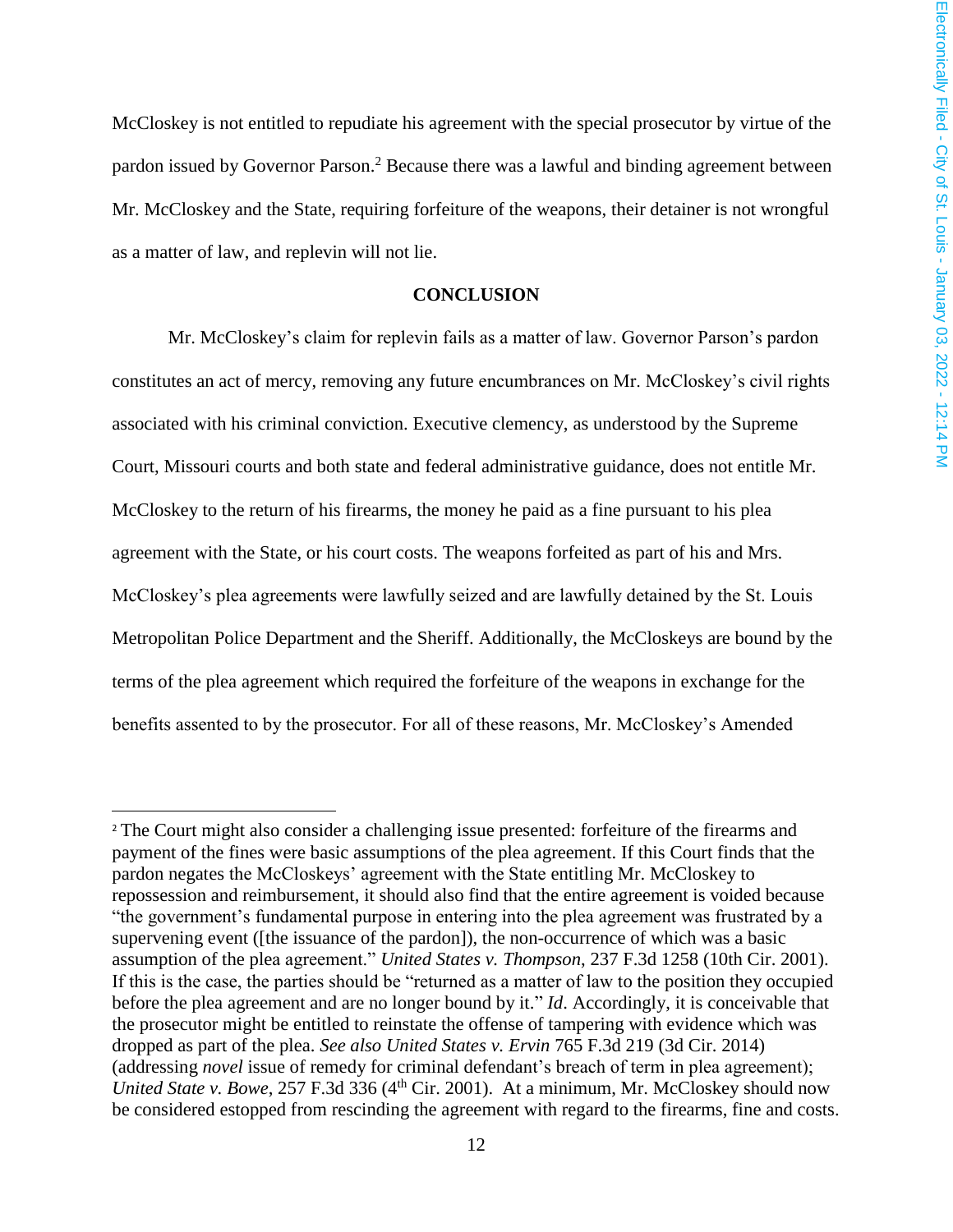McCloskey is not entitled to repudiate his agreement with the special prosecutor by virtue of the pardon issued by Governor Parson.[2] Because there was a lawful and binding agreement between Mr. McCloskey and the State, requiring forfeiture of the weapons, their detainer is not wrongful as a matter of law, and replevin will not lie.

**CONCLUSION**

Mr. McCloskey's claim for replevin fails as a matter of law. Governor Parson's pardon constitutes an act of mercy, removing any future encumbrances on Mr. McCloskey's civil rights associated with his criminal conviction. Executive clemency, as understood by the Supreme Court, Missouri courts and both state and federal administrative guidance, does not entitle Mr. McCloskey to the return of his firearms, the money he paid as a fine pursuant to his plea agreement with the State, or his court costs. The weapons forfeited as part of his and Mrs. McCloskey's plea agreements were lawfully seized and are lawfully detained by the St. Louis Metropolitan Police Department and the Sheriff. Additionally, the McCloskeys are bound by the terms of the plea agreement which required the forfeiture of the weapons in exchange for the benefits assented to by the prosecutor. For all of these reasons, Mr. McCloskey's Amended

---

[2] The Court might also consider a challenging issue presented: forfeiture of the firearms and payment of the fines were basic assumptions of the plea agreement. If this Court finds that the pardon negates the McCloskeys' agreement with the State entitling Mr. McCloskey to repossession and reimbursement, it should also find that the entire agreement is voided because "the government's fundamental purpose in entering into the plea agreement was frustrated by a supervening event ([the issuance of the pardon]), the non-occurrence of which was a basic assumption of the plea agreement." *United States v. Thompson*, 237 F.3d 1258 (10th Cir. 2001). If this is the case, the parties should be "returned as a matter of law to the position they occupied before the plea agreement and are no longer bound by it." *Id*. Accordingly, it is conceivable that the prosecutor might be entitled to reinstate the offense of tampering with evidence which was dropped as part of the plea. *See also United States v. Ervin* 765 F.3d 219 (3d Cir. 2014) (addressing *novel* issue of remedy for criminal defendant's breach of term in plea agreement); *United State v. Bowe*, 257 F.3d 336 (4th Cir. 2001). At a minimum, Mr. McCloskey should now be considered estopped from rescinding the agreement with regard to the firearms, fine and costs.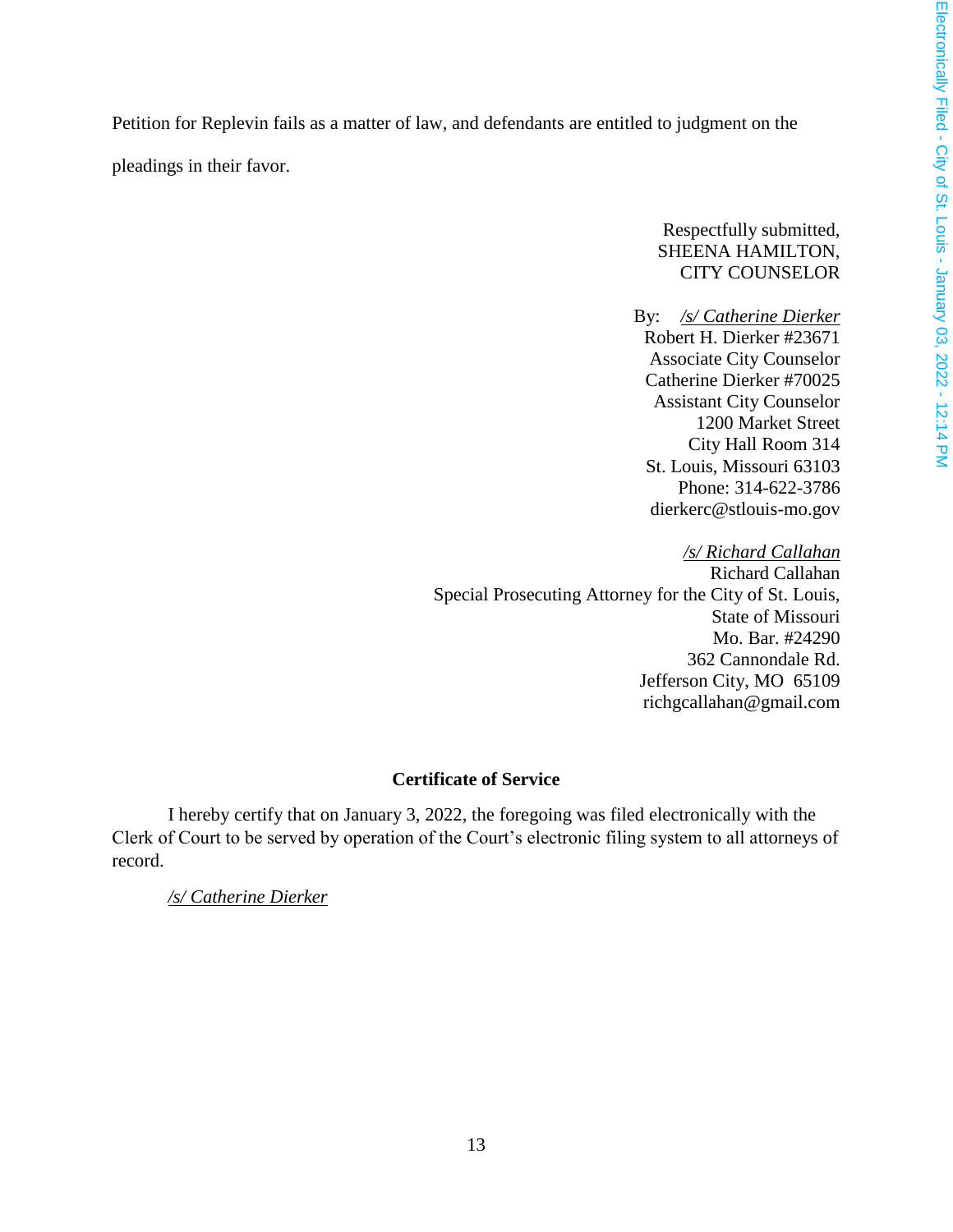Petition for Replevin fails as a matter of law, and defendants are entitled to judgment on the pleadings in their favor.

Respectfully submitted,
SHEENA HAMILTON,
CITY COUNSELOR

By: */s/ Catherine Dierker*
Robert H. Dierker #23671
Associate City Counselor
Catherine Dierker #70025
Assistant City Counselor
1200 Market Street
City Hall Room 314
St. Louis, Missouri 63103
Phone: 314-622-3786
dierkerc@stlouis-mo.gov

*/s/ Richard Callahan*
Richard Callahan
Special Prosecuting Attorney for the City of St. Louis,
State of Missouri
Mo. Bar. #24290
362 Cannondale Rd.
Jefferson City, MO 65109
richgcallahan@gmail.com

**Certificate of Service**

I hereby certify that on January 3, 2022, the foregoing was filed electronically with the Clerk of Court to be served by operation of the Court's electronic filing system to all attorneys of record.

*/s/ Catherine Dierker*